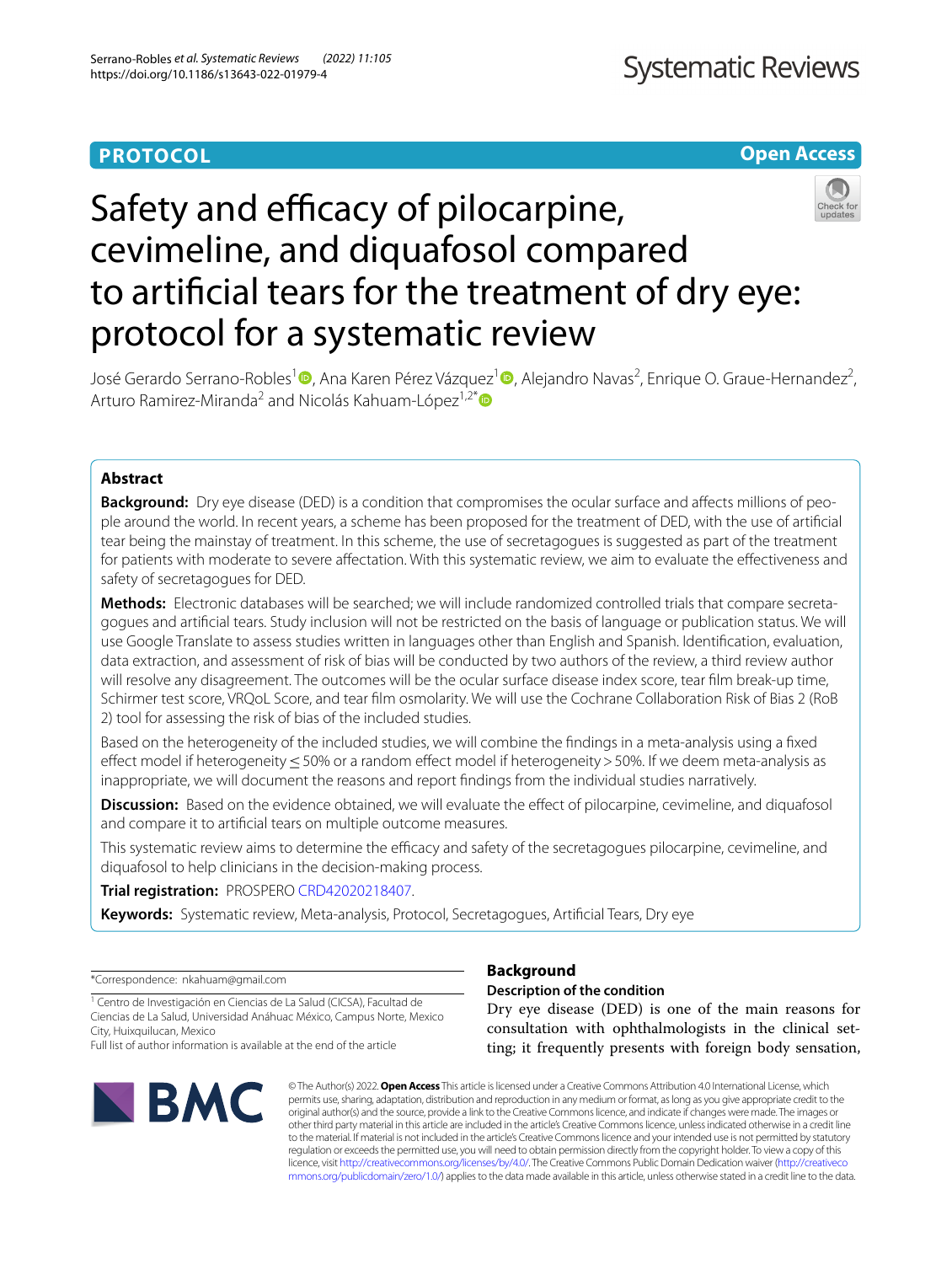PROTOCOL

Open Access

# Safety and efficacy of pilocarpine, cevimeline, and diquafosol compared to artificial tears for the treatment of dry eye: protocol for a systematic review

José Gerardo Serrano-Robles[1], Ana Karen Pérez Vázquez[1], Alejandro Navas[2], Enrique O. Graue-Hernandez[2], Arturo Ramirez-Miranda[2] and Nicolás Kahuam-López[1,2*]

## Abstract

**Background:** Dry eye disease (DED) is a condition that compromises the ocular surface and affects millions of people around the world. In recent years, a scheme has been proposed for the treatment of DED, with the use of artificial tear being the mainstay of treatment. In this scheme, the use of secretagogues is suggested as part of the treatment for patients with moderate to severe affectation. With this systematic review, we aim to evaluate the effectiveness and safety of secretagogues for DED.

**Methods:** Electronic databases will be searched; we will include randomized controlled trials that compare secretagogues and artificial tears. Study inclusion will not be restricted on the basis of language or publication status. We will use Google Translate to assess studies written in languages other than English and Spanish. Identification, evaluation, data extraction, and assessment of risk of bias will be conducted by two authors of the review, a third review author will resolve any disagreement. The outcomes will be the ocular surface disease index score, tear film break-up time, Schirmer test score, VRQoL Score, and tear film osmolarity. We will use the Cochrane Collaboration Risk of Bias 2 (RoB 2) tool for assessing the risk of bias of the included studies.

Based on the heterogeneity of the included studies, we will combine the findings in a meta-analysis using a fixed effect model if heterogeneity ≤ 50% or a random effect model if heterogeneity > 50%. If we deem meta-analysis as inappropriate, we will document the reasons and report findings from the individual studies narratively.

**Discussion:** Based on the evidence obtained, we will evaluate the effect of pilocarpine, cevimeline, and diquafosol and compare it to artificial tears on multiple outcome measures.

This systematic review aims to determine the efficacy and safety of the secretagogues pilocarpine, cevimeline, and diquafosol to help clinicians in the decision-making process.

**Trial registration:** PROSPERO CRD42020218407.

**Keywords:** Systematic review, Meta-analysis, Protocol, Secretagogues, Artificial Tears, Dry eye

*Correspondence: nkahuam@gmail.com

[1] Centro de Investigación en Ciencias de La Salud (CICSA), Facultad de Ciencias de La Salud, Universidad Anáhuac México, Campus Norte, Mexico City, Huixquilucan, Mexico

Full list of author information is available at the end of the article

## Background

### Description of the condition

Dry eye disease (DED) is one of the main reasons for consultation with ophthalmologists in the clinical setting; it frequently presents with foreign body sensation,

© The Author(s) 2022. **Open Access** This article is licensed under a Creative Commons Attribution 4.0 International License, which permits use, sharing, adaptation, distribution and reproduction in any medium or format, as long as you give appropriate credit to the original author(s) and the source, provide a link to the Creative Commons licence, and indicate if changes were made. The images or other third party material in this article are included in the article's Creative Commons licence, unless indicated otherwise in a credit line to the material. If material is not included in the article's Creative Commons licence and your intended use is not permitted by statutory regulation or exceeds the permitted use, you will need to obtain permission directly from the copyright holder. To view a copy of this licence, visit http://creativecommons.org/licenses/by/4.0/. The Creative Commons Public Domain Dedication waiver (http://creativecommons.org/publicdomain/zero/1.0/) applies to the data made available in this article, unless otherwise stated in a credit line to the data.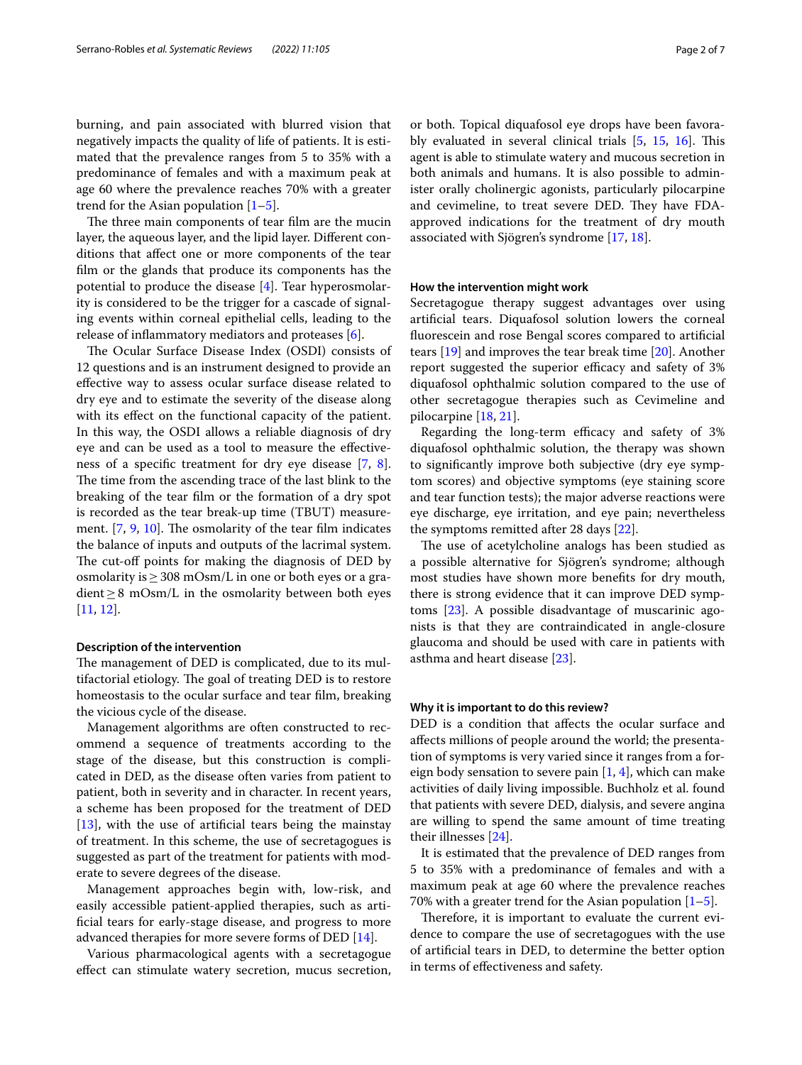burning, and pain associated with blurred vision that negatively impacts the quality of life of patients. It is estimated that the prevalence ranges from 5 to 35% with a predominance of females and with a maximum peak at age 60 where the prevalence reaches 70% with a greater trend for the Asian population [1–5].

The three main components of tear film are the mucin layer, the aqueous layer, and the lipid layer. Different conditions that affect one or more components of the tear film or the glands that produce its components has the potential to produce the disease [4]. Tear hyperosmolarity is considered to be the trigger for a cascade of signaling events within corneal epithelial cells, leading to the release of inflammatory mediators and proteases [6].

The Ocular Surface Disease Index (OSDI) consists of 12 questions and is an instrument designed to provide an effective way to assess ocular surface disease related to dry eye and to estimate the severity of the disease along with its effect on the functional capacity of the patient. In this way, the OSDI allows a reliable diagnosis of dry eye and can be used as a tool to measure the effectiveness of a specific treatment for dry eye disease [7, 8]. The time from the ascending trace of the last blink to the breaking of the tear film or the formation of a dry spot is recorded as the tear break-up time (TBUT) measurement. [7, 9, 10]. The osmolarity of the tear film indicates the balance of inputs and outputs of the lacrimal system. The cut-off points for making the diagnosis of DED by osmolarity is ≥ 308 mOsm/L in one or both eyes or a gradient ≥ 8 mOsm/L in the osmolarity between both eyes [11, 12].

### Description of the intervention

The management of DED is complicated, due to its multifactorial etiology. The goal of treating DED is to restore homeostasis to the ocular surface and tear film, breaking the vicious cycle of the disease.

Management algorithms are often constructed to recommend a sequence of treatments according to the stage of the disease, but this construction is complicated in DED, as the disease often varies from patient to patient, both in severity and in character. In recent years, a scheme has been proposed for the treatment of DED [13], with the use of artificial tears being the mainstay of treatment. In this scheme, the use of secretagogues is suggested as part of the treatment for patients with moderate to severe degrees of the disease.

Management approaches begin with, low-risk, and easily accessible patient-applied therapies, such as artificial tears for early-stage disease, and progress to more advanced therapies for more severe forms of DED [14].

Various pharmacological agents with a secretagogue effect can stimulate watery secretion, mucus secretion, or both. Topical diquafosol eye drops have been favorably evaluated in several clinical trials [5, 15, 16]. This agent is able to stimulate watery and mucous secretion in both animals and humans. It is also possible to administer orally cholinergic agonists, particularly pilocarpine and cevimeline, to treat severe DED. They have FDA-approved indications for the treatment of dry mouth associated with Sjögren's syndrome [17, 18].

### How the intervention might work

Secretagogue therapy suggest advantages over using artificial tears. Diquafosol solution lowers the corneal fluorescein and rose Bengal scores compared to artificial tears [19] and improves the tear break time [20]. Another report suggested the superior efficacy and safety of 3% diquafosol ophthalmic solution compared to the use of other secretagogue therapies such as Cevimeline and pilocarpine [18, 21].

Regarding the long-term efficacy and safety of 3% diquafosol ophthalmic solution, the therapy was shown to significantly improve both subjective (dry eye symptom scores) and objective symptoms (eye staining score and tear function tests); the major adverse reactions were eye discharge, eye irritation, and eye pain; nevertheless the symptoms remitted after 28 days [22].

The use of acetylcholine analogs has been studied as a possible alternative for Sjögren's syndrome; although most studies have shown more benefits for dry mouth, there is strong evidence that it can improve DED symptoms [23]. A possible disadvantage of muscarinic agonists is that they are contraindicated in angle-closure glaucoma and should be used with care in patients with asthma and heart disease [23].

### Why it is important to do this review?

DED is a condition that affects the ocular surface and affects millions of people around the world; the presentation of symptoms is very varied since it ranges from a foreign body sensation to severe pain [1, 4], which can make activities of daily living impossible. Buchholz et al. found that patients with severe DED, dialysis, and severe angina are willing to spend the same amount of time treating their illnesses [24].

It is estimated that the prevalence of DED ranges from 5 to 35% with a predominance of females and with a maximum peak at age 60 where the prevalence reaches 70% with a greater trend for the Asian population [1–5].

Therefore, it is important to evaluate the current evidence to compare the use of secretagogues with the use of artificial tears in DED, to determine the better option in terms of effectiveness and safety.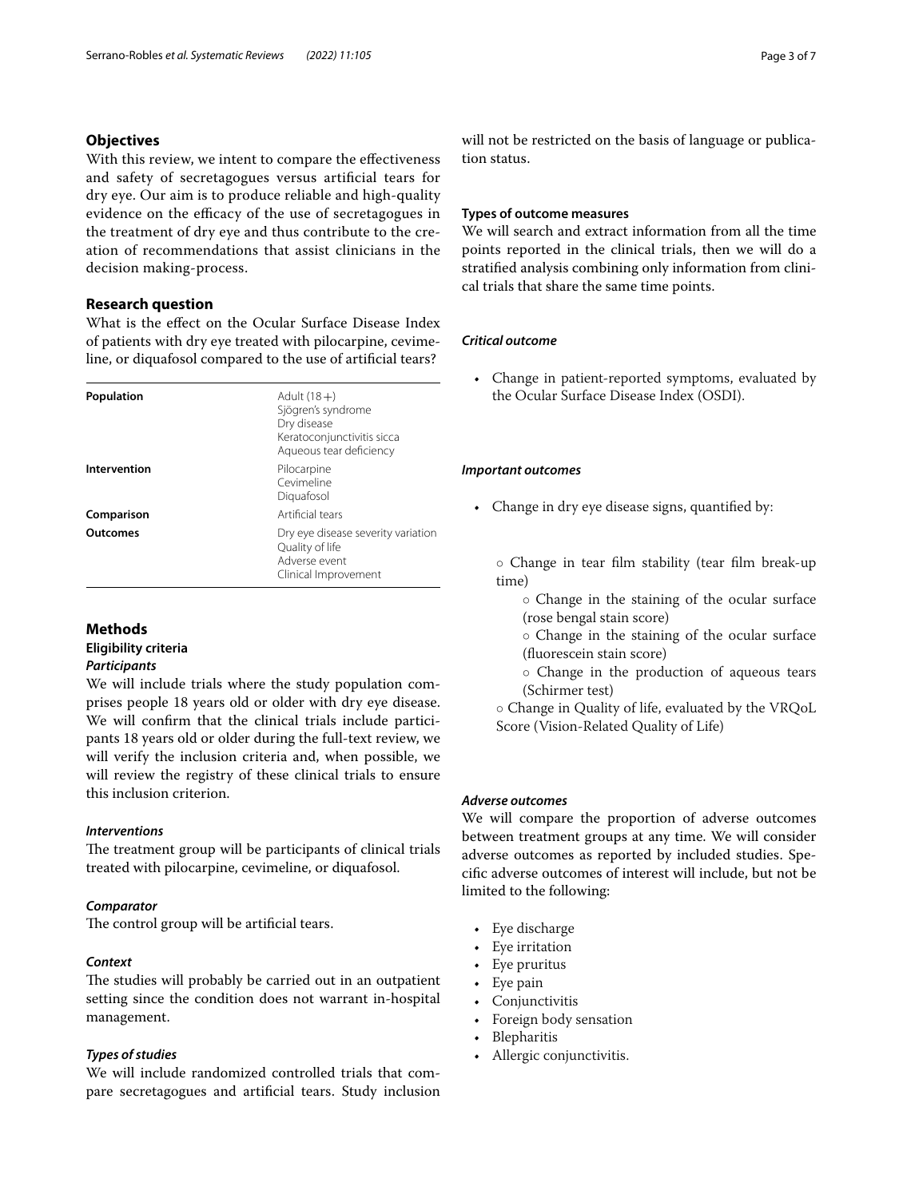## Objectives

With this review, we intent to compare the effectiveness and safety of secretagogues versus artificial tears for dry eye. Our aim is to produce reliable and high-quality evidence on the efficacy of the use of secretagogues in the treatment of dry eye and thus contribute to the creation of recommendations that assist clinicians in the decision making-process.

## Research question

What is the effect on the Ocular Surface Disease Index of patients with dry eye treated with pilocarpine, cevimeline, or diquafosol compared to the use of artificial tears?

| | |
|---|---|
| **Population** | Adult (18+)<br>Sjögren's syndrome<br>Dry disease<br>Keratoconjunctivitis sicca<br>Aqueous tear deficiency |
| **Intervention** | Pilocarpine<br>Cevimeline<br>Diquafosol |
| **Comparison** | Artificial tears |
| **Outcomes** | Dry eye disease severity variation<br>Quality of life<br>Adverse event<br>Clinical Improvement |

## Methods

### Eligibility criteria

#### *Participants*

We will include trials where the study population comprises people 18 years old or older with dry eye disease. We will confirm that the clinical trials include participants 18 years old or older during the full-text review, we will verify the inclusion criteria and, when possible, we will review the registry of these clinical trials to ensure this inclusion criterion.

#### *Interventions*

The treatment group will be participants of clinical trials treated with pilocarpine, cevimeline, or diquafosol.

#### *Comparator*

The control group will be artificial tears.

#### *Context*

The studies will probably be carried out in an outpatient setting since the condition does not warrant in-hospital management.

#### *Types of studies*

We will include randomized controlled trials that compare secretagogues and artificial tears. Study inclusion will not be restricted on the basis of language or publication status.

### Types of outcome measures

We will search and extract information from all the time points reported in the clinical trials, then we will do a stratified analysis combining only information from clinical trials that share the same time points.

#### *Critical outcome*

- Change in patient-reported symptoms, evaluated by the Ocular Surface Disease Index (OSDI).

#### *Important outcomes*

- Change in dry eye disease signs, quantified by:

  ◦ Change in tear film stability (tear film break-up time)
    - ◦ Change in the staining of the ocular surface (rose bengal stain score)
    - ◦ Change in the staining of the ocular surface (fluorescein stain score)
    - ◦ Change in the production of aqueous tears (Schirmer test)

  ◦ Change in Quality of life, evaluated by the VRQoL Score (Vision-Related Quality of Life)

#### *Adverse outcomes*

We will compare the proportion of adverse outcomes between treatment groups at any time. We will consider adverse outcomes as reported by included studies. Specific adverse outcomes of interest will include, but not be limited to the following:

- Eye discharge
- Eye irritation
- Eye pruritus
- Eye pain
- Conjunctivitis
- Foreign body sensation
- Blepharitis
- Allergic conjunctivitis.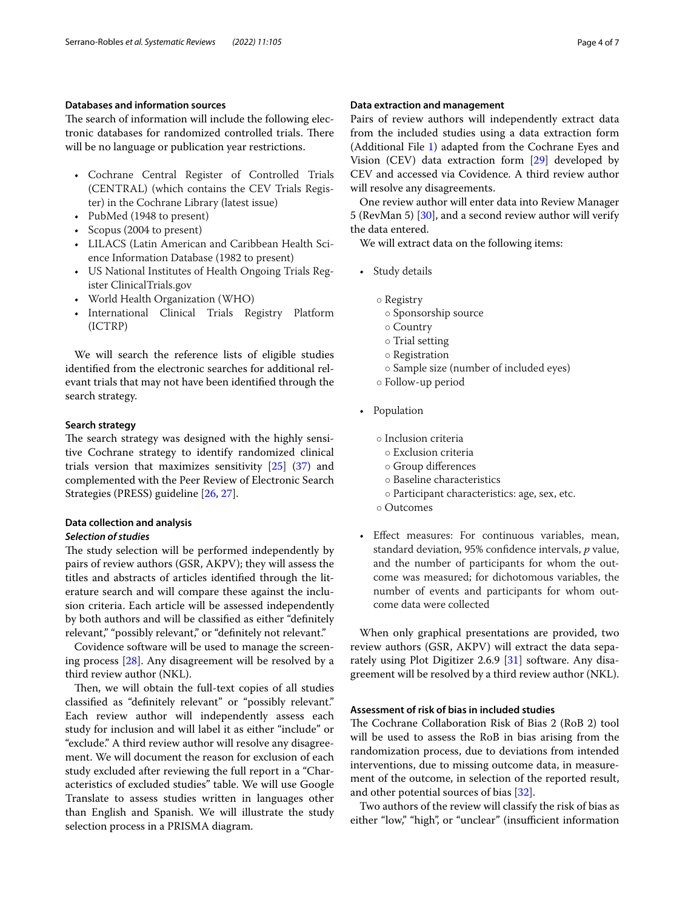### Databases and information sources

The search of information will include the following electronic databases for randomized controlled trials. There will be no language or publication year restrictions.

- Cochrane Central Register of Controlled Trials (CENTRAL) (which contains the CEV Trials Register) in the Cochrane Library (latest issue)
- PubMed (1948 to present)
- Scopus (2004 to present)
- LILACS (Latin American and Caribbean Health Science Information Database (1982 to present)
- US National Institutes of Health Ongoing Trials Register ClinicalTrials.gov
- World Health Organization (WHO)
- International Clinical Trials Registry Platform (ICTRP)

We will search the reference lists of eligible studies identified from the electronic searches for additional relevant trials that may not have been identified through the search strategy.

### Search strategy

The search strategy was designed with the highly sensitive Cochrane strategy to identify randomized clinical trials version that maximizes sensitivity [25] (37) and complemented with the Peer Review of Electronic Search Strategies (PRESS) guideline [26, 27].

### Data collection and analysis

#### *Selection of studies*

The study selection will be performed independently by pairs of review authors (GSR, AKPV); they will assess the titles and abstracts of articles identified through the literature search and will compare these against the inclusion criteria. Each article will be assessed independently by both authors and will be classified as either "definitely relevant," "possibly relevant," or "definitely not relevant."

Covidence software will be used to manage the screening process [28]. Any disagreement will be resolved by a third review author (NKL).

Then, we will obtain the full-text copies of all studies classified as "definitely relevant" or "possibly relevant." Each review author will independently assess each study for inclusion and will label it as either "include" or "exclude." A third review author will resolve any disagreement. We will document the reason for exclusion of each study excluded after reviewing the full report in a "Characteristics of excluded studies" table. We will use Google Translate to assess studies written in languages other than English and Spanish. We will illustrate the study selection process in a PRISMA diagram.

### Data extraction and management

Pairs of review authors will independently extract data from the included studies using a data extraction form (Additional File 1) adapted from the Cochrane Eyes and Vision (CEV) data extraction form [29] developed by CEV and accessed via Covidence. A third review author will resolve any disagreements.

One review author will enter data into Review Manager 5 (RevMan 5) [30], and a second review author will verify the data entered.

We will extract data on the following items:

- Study details
  - Registry
    - Sponsorship source
    - Country
    - Trial setting
    - Registration
    - Sample size (number of included eyes)
  - Follow-up period
- Population
  - Inclusion criteria
    - Exclusion criteria
    - Group differences
    - Baseline characteristics
    - Participant characteristics: age, sex, etc.
  - Outcomes
- Effect measures: For continuous variables, mean, standard deviation, 95% confidence intervals, *p* value, and the number of participants for whom the outcome was measured; for dichotomous variables, the number of events and participants for whom outcome data were collected

When only graphical presentations are provided, two review authors (GSR, AKPV) will extract the data separately using Plot Digitizer 2.6.9 [31] software. Any disagreement will be resolved by a third review author (NKL).

### Assessment of risk of bias in included studies

The Cochrane Collaboration Risk of Bias 2 (RoB 2) tool will be used to assess the RoB in bias arising from the randomization process, due to deviations from intended interventions, due to missing outcome data, in measurement of the outcome, in selection of the reported result, and other potential sources of bias [32].

Two authors of the review will classify the risk of bias as either "low," "high", or "unclear" (insufficient information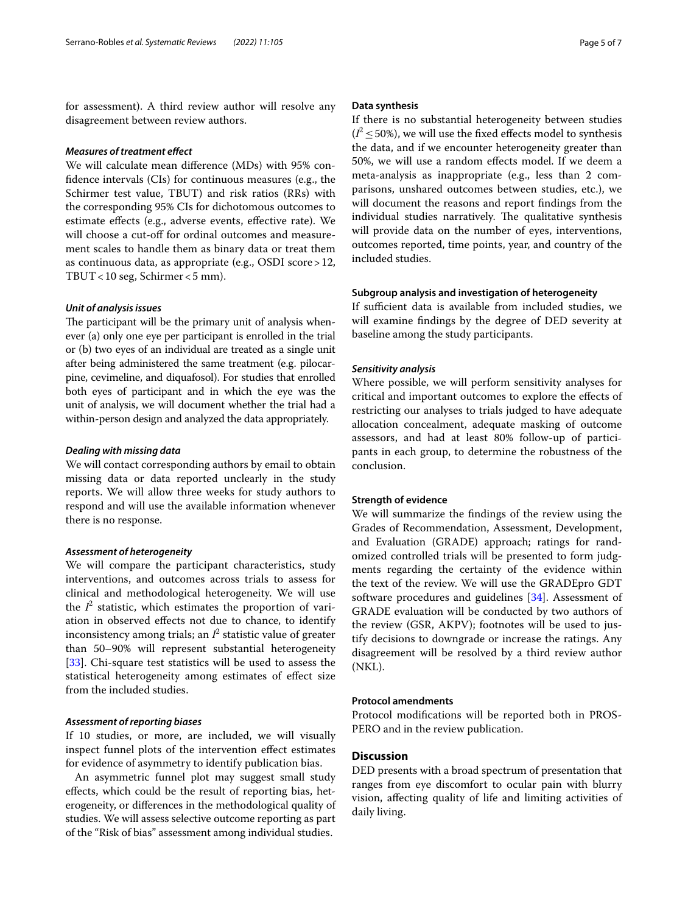for assessment). A third review author will resolve any disagreement between review authors.

### *Measures of treatment effect*

We will calculate mean difference (MDs) with 95% confidence intervals (CIs) for continuous measures (e.g., the Schirmer test value, TBUT) and risk ratios (RRs) with the corresponding 95% CIs for dichotomous outcomes to estimate effects (e.g., adverse events, effective rate). We will choose a cut-off for ordinal outcomes and measurement scales to handle them as binary data or treat them as continuous data, as appropriate (e.g., OSDI score > 12, TBUT < 10 seg, Schirmer < 5 mm).

### *Unit of analysis issues*

The participant will be the primary unit of analysis whenever (a) only one eye per participant is enrolled in the trial or (b) two eyes of an individual are treated as a single unit after being administered the same treatment (e.g. pilocarpine, cevimeline, and diquafosol). For studies that enrolled both eyes of participant and in which the eye was the unit of analysis, we will document whether the trial had a within-person design and analyzed the data appropriately.

### *Dealing with missing data*

We will contact corresponding authors by email to obtain missing data or data reported unclearly in the study reports. We will allow three weeks for study authors to respond and will use the available information whenever there is no response.

### *Assessment of heterogeneity*

We will compare the participant characteristics, study interventions, and outcomes across trials to assess for clinical and methodological heterogeneity. We will use the $I^2$ statistic, which estimates the proportion of variation in observed effects not due to chance, to identify inconsistency among trials; an $I^2$ statistic value of greater than 50–90% will represent substantial heterogeneity [33]. Chi-square test statistics will be used to assess the statistical heterogeneity among estimates of effect size from the included studies.

### *Assessment of reporting biases*

If 10 studies, or more, are included, we will visually inspect funnel plots of the intervention effect estimates for evidence of asymmetry to identify publication bias.

An asymmetric funnel plot may suggest small study effects, which could be the result of reporting bias, heterogeneity, or differences in the methodological quality of studies. We will assess selective outcome reporting as part of the "Risk of bias" assessment among individual studies.

### **Data synthesis**

If there is no substantial heterogeneity between studies ($I^2 \leq 50\%$), we will use the fixed effects model to synthesis the data, and if we encounter heterogeneity greater than 50%, we will use a random effects model. If we deem a meta-analysis as inappropriate (e.g., less than 2 comparisons, unshared outcomes between studies, etc.), we will document the reasons and report findings from the individual studies narratively. The qualitative synthesis will provide data on the number of eyes, interventions, outcomes reported, time points, year, and country of the included studies.

### **Subgroup analysis and investigation of heterogeneity**

If sufficient data is available from included studies, we will examine findings by the degree of DED severity at baseline among the study participants.

### *Sensitivity analysis*

Where possible, we will perform sensitivity analyses for critical and important outcomes to explore the effects of restricting our analyses to trials judged to have adequate allocation concealment, adequate masking of outcome assessors, and had at least 80% follow-up of participants in each group, to determine the robustness of the conclusion.

### **Strength of evidence**

We will summarize the findings of the review using the Grades of Recommendation, Assessment, Development, and Evaluation (GRADE) approach; ratings for randomized controlled trials will be presented to form judgments regarding the certainty of the evidence within the text of the review. We will use the GRADEpro GDT software procedures and guidelines [34]. Assessment of GRADE evaluation will be conducted by two authors of the review (GSR, AKPV); footnotes will be used to justify decisions to downgrade or increase the ratings. Any disagreement will be resolved by a third review author (NKL).

### **Protocol amendments**

Protocol modifications will be reported both in PROSPERO and in the review publication.

## **Discussion**

DED presents with a broad spectrum of presentation that ranges from eye discomfort to ocular pain with blurry vision, affecting quality of life and limiting activities of daily living.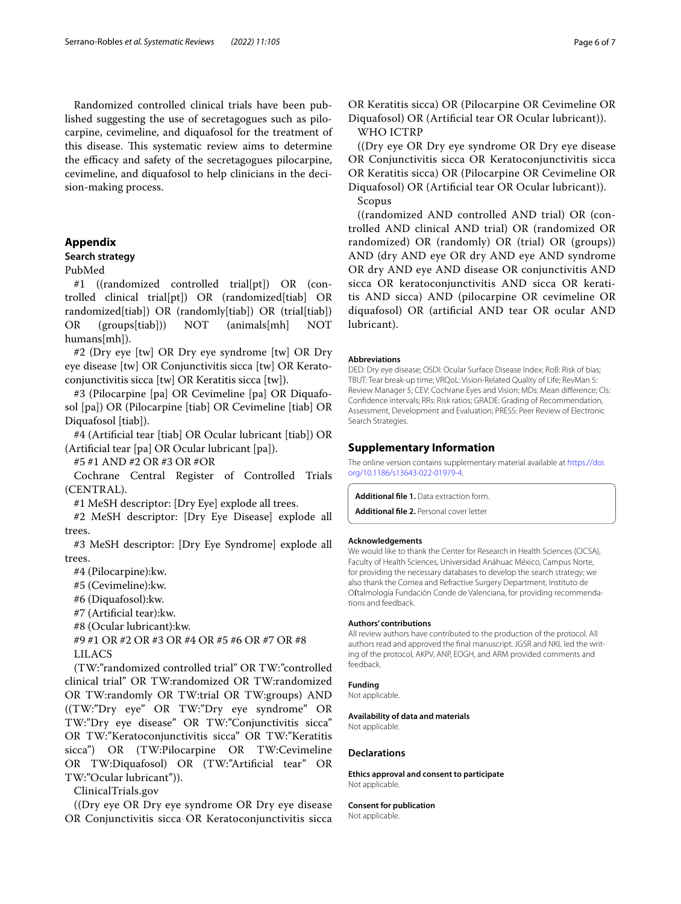Randomized controlled clinical trials have been published suggesting the use of secretagogues such as pilocarpine, cevimeline, and diquafosol for the treatment of this disease. This systematic review aims to determine the efficacy and safety of the secretagogues pilocarpine, cevimeline, and diquafosol to help clinicians in the decision-making process.

## Appendix

### Search strategy

PubMed

#1 ((randomized controlled trial[pt]) OR (controlled clinical trial[pt]) OR (randomized[tiab] OR randomized[tiab]) OR (randomly[tiab]) OR (trial[tiab]) OR (groups[tiab])) NOT (animals[mh] NOT humans[mh]).

#2 (Dry eye [tw] OR Dry eye syndrome [tw] OR Dry eye disease [tw] OR Conjunctivitis sicca [tw] OR Keratoconjunctivitis sicca [tw] OR Keratitis sicca [tw]).

#3 (Pilocarpine [pa] OR Cevimeline [pa] OR Diquafosol [pa]) OR (Pilocarpine [tiab] OR Cevimeline [tiab] OR Diquafosol [tiab]).

#4 (Artificial tear [tiab] OR Ocular lubricant [tiab]) OR (Artificial tear [pa] OR Ocular lubricant [pa]).

#5 #1 AND #2 OR #3 OR #OR

Cochrane Central Register of Controlled Trials (CENTRAL).

#1 MeSH descriptor: [Dry Eye] explode all trees.

#2 MeSH descriptor: [Dry Eye Disease] explode all trees.

#3 MeSH descriptor: [Dry Eye Syndrome] explode all trees.

#4 (Pilocarpine):kw.

#5 (Cevimeline):kw.

#6 (Diquafosol):kw.

#7 (Artificial tear):kw.

#8 (Ocular lubricant):kw.

#9 #1 OR #2 OR #3 OR #4 OR #5 #6 OR #7 OR #8

LILACS

(TW:"randomized controlled trial" OR TW:"controlled clinical trial" OR TW:randomized OR TW:randomized OR TW:randomly OR TW:trial OR TW:groups) AND ((TW:"Dry eye" OR TW:"Dry eye syndrome" OR TW:"Dry eye disease" OR TW:"Conjunctivitis sicca" OR TW:"Keratoconjunctivitis sicca" OR TW:"Keratitis sicca") OR (TW:Pilocarpine OR TW:Cevimeline OR TW:Diquafosol) OR (TW:"Artificial tear" OR TW:"Ocular lubricant")).

ClinicalTrials.gov

((Dry eye OR Dry eye syndrome OR Dry eye disease OR Conjunctivitis sicca OR Keratoconjunctivitis sicca OR Keratitis sicca) OR (Pilocarpine OR Cevimeline OR Diquafosol) OR (Artificial tear OR Ocular lubricant)).

WHO ICTRP

((Dry eye OR Dry eye syndrome OR Dry eye disease OR Conjunctivitis sicca OR Keratoconjunctivitis sicca OR Keratitis sicca) OR (Pilocarpine OR Cevimeline OR Diquafosol) OR (Artificial tear OR Ocular lubricant)).

Scopus

((randomized AND controlled AND trial) OR (controlled AND clinical AND trial) OR (randomized OR randomized) OR (randomly) OR (trial) OR (groups)) AND (dry AND eye OR dry AND eye AND syndrome OR dry AND eye AND disease OR conjunctivitis AND sicca OR keratoconjunctivitis AND sicca OR keratitis AND sicca) AND (pilocarpine OR cevimeline OR diquafosol) OR (artificial AND tear OR ocular AND lubricant).

#### Abbreviations

DED: Dry eye disease; OSDI: Ocular Surface Disease Index; RoB: Risk of bias; TBUT: Tear break-up time; VRQoL: Vision-Related Quality of Life; RevMan 5: Review Manager 5; CEV: Cochrane Eyes and Vision; MDs: Mean difference; CIs: Confidence intervals; RRs: Risk ratios; GRADE: Grading of Recommendation, Assessment, Development and Evaluation; PRESS: Peer Review of Electronic Search Strategies.

## Supplementary Information

The online version contains supplementary material available at https://doi.org/10.1186/s13643-022-01979-4.

**Additional file 1.** Data extraction form.

**Additional file 2.** Personal cover letter

#### Acknowledgements

We would like to thank the Center for Research in Health Sciences (CICSA), Faculty of Health Sciences, Universidad Anáhuac México, Campus Norte, for providing the necessary databases to develop the search strategy; we also thank the Cornea and Refractive Surgery Department, Instituto de Oftalmología Fundación Conde de Valenciana, for providing recommendations and feedback.

#### Authors' contributions

All review authors have contributed to the production of the protocol. All authors read and approved the final manuscript. JGSR and NKL led the writing of the protocol, AKPV, ANP, EOGH, and ARM provided comments and feedback.

#### Funding

Not applicable.

#### Availability of data and materials

Not applicable.

### Declarations

#### Ethics approval and consent to participate

Not applicable.

#### Consent for publication

Not applicable.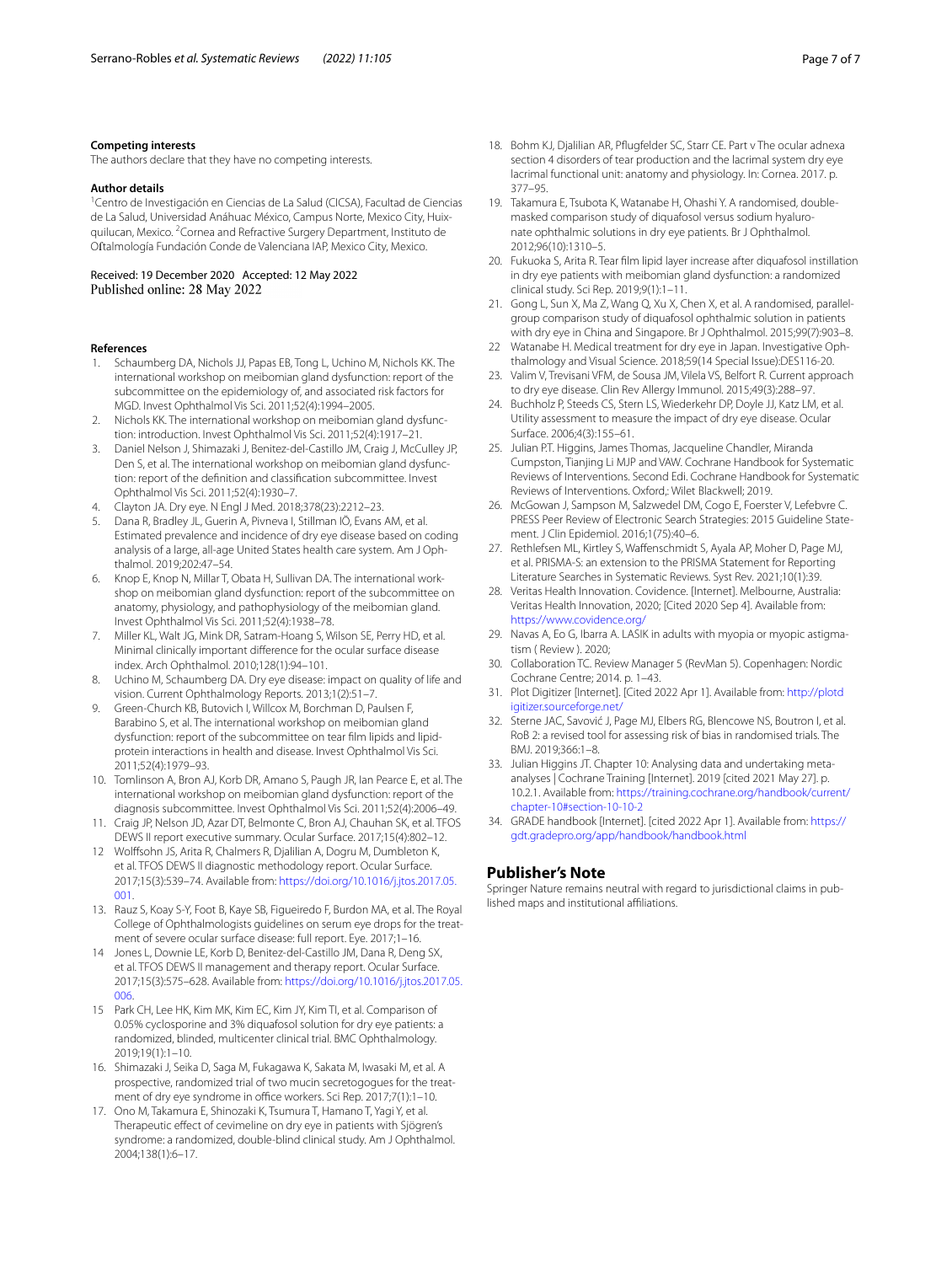### Competing interests

The authors declare that they have no competing interests.

### Author details

[1]Centro de Investigación en Ciencias de La Salud (CICSA), Facultad de Ciencias de La Salud, Universidad Anáhuac México, Campus Norte, Mexico City, Huixquilucan, Mexico. [2]Cornea and Refractive Surgery Department, Instituto de Oftalmología Fundación Conde de Valenciana IAP, Mexico City, Mexico.

Received: 19 December 2020 Accepted: 12 May 2022
Published online: 28 May 2022

### References

1. Schaumberg DA, Nichols JJ, Papas EB, Tong L, Uchino M, Nichols KK. The international workshop on meibomian gland dysfunction: report of the subcommittee on the epidemiology of, and associated risk factors for MGD. Invest Ophthalmol Vis Sci. 2011;52(4):1994–2005.
2. Nichols KK. The international workshop on meibomian gland dysfunction: introduction. Invest Ophthalmol Vis Sci. 2011;52(4):1917–21.
3. Daniel Nelson J, Shimazaki J, Benitez-del-Castillo JM, Craig J, McCulley JP, Den S, et al. The international workshop on meibomian gland dysfunction: report of the definition and classification subcommittee. Invest Ophthalmol Vis Sci. 2011;52(4):1930–7.
4. Clayton JA. Dry eye. N Engl J Med. 2018;378(23):2212–23.
5. Dana R, Bradley JL, Guerin A, Pivneva I, Stillman IÖ, Evans AM, et al. Estimated prevalence and incidence of dry eye disease based on coding analysis of a large, all-age United States health care system. Am J Ophthalmol. 2019;202:47–54.
6. Knop E, Knop N, Millar T, Obata H, Sullivan DA. The international workshop on meibomian gland dysfunction: report of the subcommittee on anatomy, physiology, and pathophysiology of the meibomian gland. Invest Ophthalmol Vis Sci. 2011;52(4):1938–78.
7. Miller KL, Walt JG, Mink DR, Satram-Hoang S, Wilson SE, Perry HD, et al. Minimal clinically important difference for the ocular surface disease index. Arch Ophthalmol. 2010;128(1):94–101.
8. Uchino M, Schaumberg DA. Dry eye disease: impact on quality of life and vision. Current Ophthalmology Reports. 2013;1(2):51–7.
9. Green-Church KB, Butovich I, Willcox M, Borchman D, Paulsen F, Barabino S, et al. The international workshop on meibomian gland dysfunction: report of the subcommittee on tear film lipids and lipid-protein interactions in health and disease. Invest Ophthalmol Vis Sci. 2011;52(4):1979–93.
10. Tomlinson A, Bron AJ, Korb DR, Amano S, Paugh JR, Ian Pearce E, et al. The international workshop on meibomian gland dysfunction: report of the diagnosis subcommittee. Invest Ophthalmol Vis Sci. 2011;52(4):2006–49.
11. Craig JP, Nelson JD, Azar DT, Belmonte C, Bron AJ, Chauhan SK, et al. TFOS DEWS II report executive summary. Ocular Surface. 2017;15(4):802–12.
12. Wolffsohn JS, Arita R, Chalmers R, Djalilian A, Dogru M, Dumbleton K, et al. TFOS DEWS II diagnostic methodology report. Ocular Surface. 2017;15(3):539–74. Available from: https://doi.org/10.1016/j.jtos.2017.05.001.
13. Rauz S, Koay S-Y, Foot B, Kaye SB, Figueiredo F, Burdon MA, et al. The Royal College of Ophthalmologists guidelines on serum eye drops for the treatment of severe ocular surface disease: full report. Eye. 2017;1–16.
14. Jones L, Downie LE, Korb D, Benitez-del-Castillo JM, Dana R, Deng SX, et al. TFOS DEWS II management and therapy report. Ocular Surface. 2017;15(3):575–628. Available from: https://doi.org/10.1016/j.jtos.2017.05.006.
15. Park CH, Lee HK, Kim MK, Kim EC, Kim JY, Kim TI, et al. Comparison of 0.05% cyclosporine and 3% diquafosol solution for dry eye patients: a randomized, blinded, multicenter clinical trial. BMC Ophthalmology. 2019;19(1):1–10.
16. Shimazaki J, Seika D, Saga M, Fukagawa K, Sakata M, Iwasaki M, et al. A prospective, randomized trial of two mucin secretogogues for the treatment of dry eye syndrome in office workers. Sci Rep. 2017;7(1):1–10.
17. Ono M, Takamura E, Shinozaki K, Tsumura T, Hamano T, Yagi Y, et al. Therapeutic effect of cevimeline on dry eye in patients with Sjögren's syndrome: a randomized, double-blind clinical study. Am J Ophthalmol. 2004;138(1):6–17.
18. Bohm KJ, Djalilian AR, Pflugfelder SC, Starr CE. Part v The ocular adnexa section 4 disorders of tear production and the lacrimal system dry eye lacrimal functional unit: anatomy and physiology. In: Cornea. 2017. p. 377–95.
19. Takamura E, Tsubota K, Watanabe H, Ohashi Y. A randomised, double-masked comparison study of diquafosol versus sodium hyaluronate ophthalmic solutions in dry eye patients. Br J Ophthalmol. 2012;96(10):1310–5.
20. Fukuoka S, Arita R. Tear film lipid layer increase after diquafosol instillation in dry eye patients with meibomian gland dysfunction: a randomized clinical study. Sci Rep. 2019;9(1):1–11.
21. Gong L, Sun X, Ma Z, Wang Q, Xu X, Chen X, et al. A randomised, parallel-group comparison study of diquafosol ophthalmic solution in patients with dry eye in China and Singapore. Br J Ophthalmol. 2015;99(7):903–8.
22. Watanabe H. Medical treatment for dry eye in Japan. Investigative Ophthalmology and Visual Science. 2018;59(14 Special Issue):DES116-20.
23. Valim V, Trevisani VFM, de Sousa JM, Vilela VS, Belfort R. Current approach to dry eye disease. Clin Rev Allergy Immunol. 2015;49(3):288–97.
24. Buchholz P, Steeds CS, Stern LS, Wiederkehr DP, Doyle JJ, Katz LM, et al. Utility assessment to measure the impact of dry eye disease. Ocular Surface. 2006;4(3):155–61.
25. Julian P.T. Higgins, James Thomas, Jacqueline Chandler, Miranda Cumpston, Tianjing Li MJP and VAW. Cochrane Handbook for Systematic Reviews of Interventions. Second Edi. Cochrane Handbook for Systematic Reviews of Interventions. Oxford,: Wilet Blackwell; 2019.
26. McGowan J, Sampson M, Salzwedel DM, Cogo E, Foerster V, Lefebvre C. PRESS Peer Review of Electronic Search Strategies: 2015 Guideline Statement. J Clin Epidemiol. 2016;1(75):40–6.
27. Rethlefsen ML, Kirtley S, Waffenschmidt S, Ayala AP, Moher D, Page MJ, et al. PRISMA-S: an extension to the PRISMA Statement for Reporting Literature Searches in Systematic Reviews. Syst Rev. 2021;10(1):39.
28. Veritas Health Innovation. Covidence. [Internet]. Melbourne, Australia: Veritas Health Innovation, 2020; [Cited 2020 Sep 4]. Available from: https://www.covidence.org/
29. Navas A, Eo G, Ibarra A. LASIK in adults with myopia or myopic astigmatism ( Review ). 2020;
30. Collaboration TC. Review Manager 5 (RevMan 5). Copenhagen: Nordic Cochrane Centre; 2014. p. 1–43.
31. Plot Digitizer [Internet]. [Cited 2022 Apr 1]. Available from: http://plotdigitizer.sourceforge.net/
32. Sterne JAC, Savović J, Page MJ, Elbers RG, Blencowe NS, Boutron I, et al. RoB 2: a revised tool for assessing risk of bias in randomised trials. The BMJ. 2019;366:1–8.
33. Julian Higgins JT. Chapter 10: Analysing data and undertaking meta-analyses | Cochrane Training [Internet]. 2019 [cited 2021 May 27]. p. 10.2.1. Available from: https://training.cochrane.org/handbook/current/chapter-10#section-10-10-2
34. GRADE handbook [Internet]. [cited 2022 Apr 1]. Available from: https://gdt.gradepro.org/app/handbook/handbook.html

## Publisher's Note

Springer Nature remains neutral with regard to jurisdictional claims in published maps and institutional affiliations.